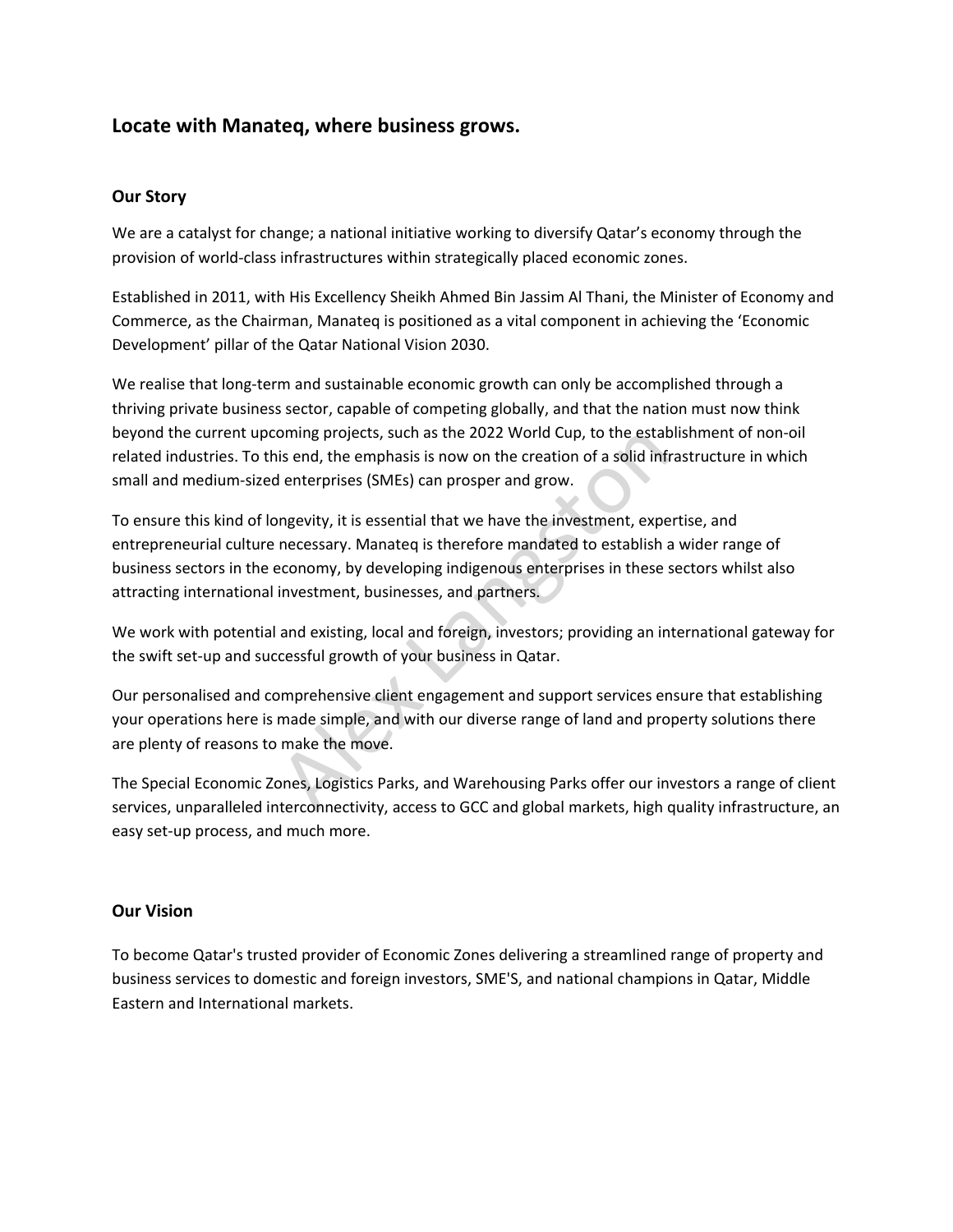## Locate with Manateq, where business grows.

### Our Story

We are a catalyst for change; a national initiative working to diversify Qatar's economy through the provision of world-class infrastructures within strategically placed economic zones.

Established in 2011, with His Excellency Sheikh Ahmed Bin Jassim Al Thani, the Minister of Economy and Commerce, as the Chairman, Manateq is positioned as a vital component in achieving the 'Economic Development' pillar of the Qatar National Vision 2030.

We realise that long-term and sustainable economic growth can only be accomplished through a thriving private business sector, capable of competing globally, and that the nation must now think beyond the current upcoming projects, such as the 2022 World Cup, to the establishment of non-oil related industries. To this end, the emphasis is now on the creation of a solid infrastructure in which small and medium-sized enterprises (SMEs) can prosper and grow.

To ensure this kind of longevity, it is essential that we have the investment, expertise, and entrepreneurial culture necessary. Manateq is therefore mandated to establish a wider range of business sectors in the economy, by developing indigenous enterprises in these sectors whilst also attracting international investment, businesses, and partners.

We work with potential and existing, local and foreign, investors; providing an international gateway for the swift set-up and successful growth of your business in Qatar.

Our personalised and comprehensive client engagement and support services ensure that establishing your operations here is made simple, and with our diverse range of land and property solutions there are plenty of reasons to make the move.

The Special Economic Zones, Logistics Parks, and Warehousing Parks offer our investors a range of client services, unparalleled interconnectivity, access to GCC and global markets, high quality infrastructure, an easy set-up process, and much more.

### Our Vision

To become Qatar's trusted provider of Economic Zones delivering a streamlined range of property and business services to domestic and foreign investors, SME'S, and national champions in Qatar, Middle Eastern and International markets.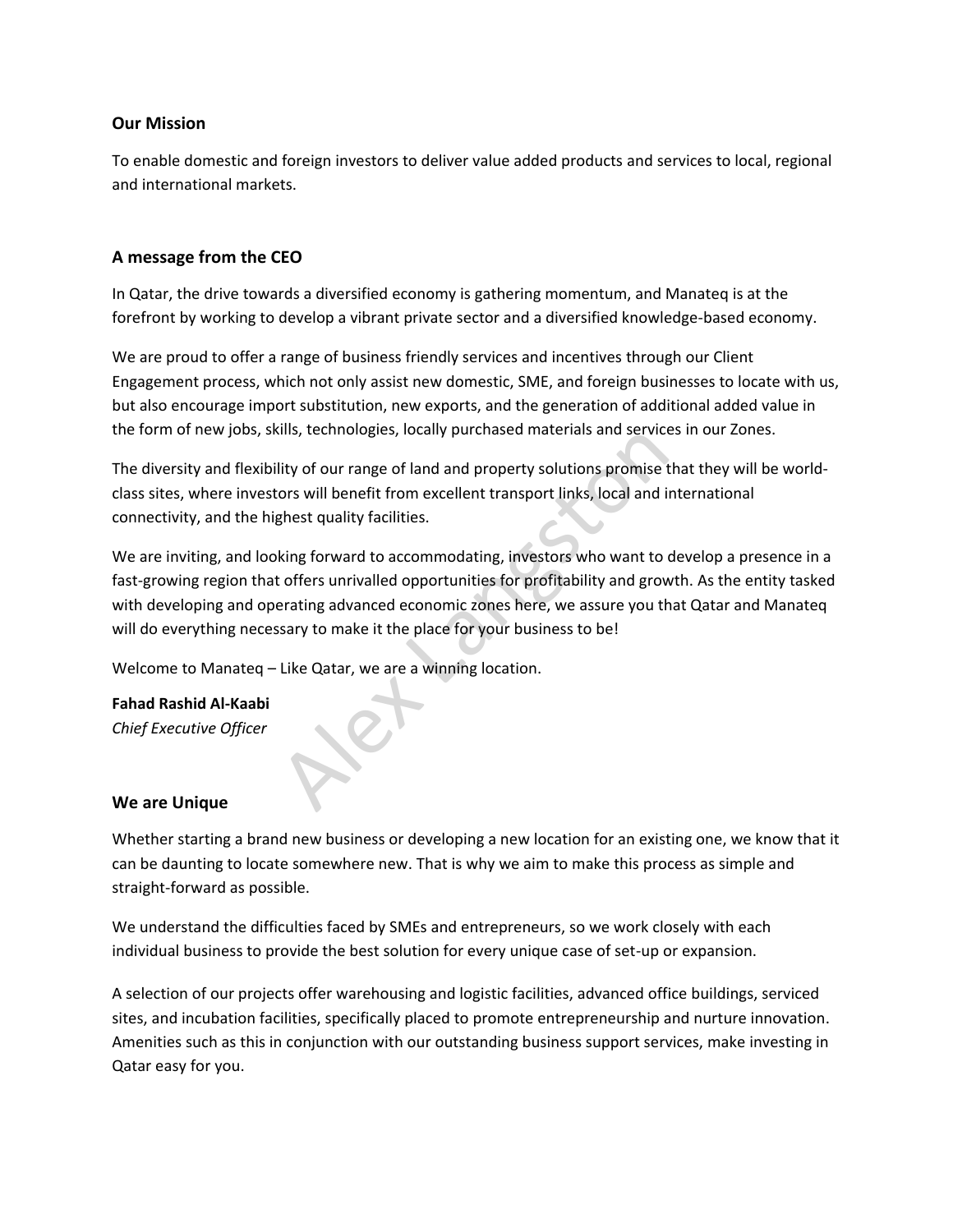## Our Mission

To enable domestic and foreign investors to deliver value added products and services to local, regional and international markets.

## A message from the CEO

In Qatar, the drive towards a diversified economy is gathering momentum, and Manateq is at the forefront by working to develop a vibrant private sector and a diversified knowledge-based economy.

We are proud to offer a range of business friendly services and incentives through our Client Engagement process, which not only assist new domestic, SME, and foreign businesses to locate with us, but also encourage import substitution, new exports, and the generation of additional added value in the form of new jobs, skills, technologies, locally purchased materials and services in our Zones.

The diversity and flexibility of our range of land and property solutions promise that they will be world-class sites, where investors will benefit from excellent transport links, local and international connectivity, and the highest quality facilities.

We are inviting, and looking forward to accommodating, investors who want to develop a presence in a fast-growing region that offers unrivalled opportunities for profitability and growth. As the entity tasked with developing and operating advanced economic zones here, we assure you that Qatar and Manateq will do everything necessary to make it the place for your business to be!

Welcome to Manateq – Like Qatar, we are a winning location.

**Fahad Rashid Al-Kaabi**
*Chief Executive Officer*

## We are Unique

Whether starting a brand new business or developing a new location for an existing one, we know that it can be daunting to locate somewhere new. That is why we aim to make this process as simple and straight-forward as possible.

We understand the difficulties faced by SMEs and entrepreneurs, so we work closely with each individual business to provide the best solution for every unique case of set-up or expansion.

A selection of our projects offer warehousing and logistic facilities, advanced office buildings, serviced sites, and incubation facilities, specifically placed to promote entrepreneurship and nurture innovation. Amenities such as this in conjunction with our outstanding business support services, make investing in Qatar easy for you.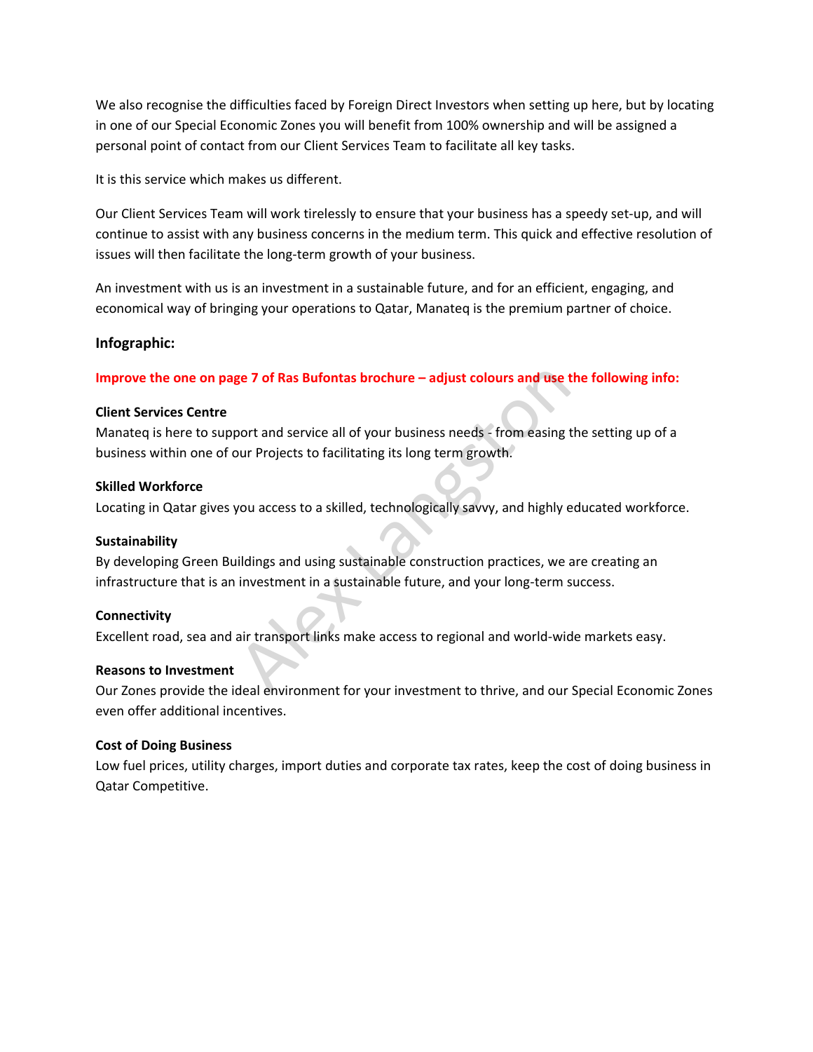We also recognise the difficulties faced by Foreign Direct Investors when setting up here, but by locating in one of our Special Economic Zones you will benefit from 100% ownership and will be assigned a personal point of contact from our Client Services Team to facilitate all key tasks.

It is this service which makes us different.

Our Client Services Team will work tirelessly to ensure that your business has a speedy set-up, and will continue to assist with any business concerns in the medium term. This quick and effective resolution of issues will then facilitate the long-term growth of your business.

An investment with us is an investment in a sustainable future, and for an efficient, engaging, and economical way of bringing your operations to Qatar, Manateq is the premium partner of choice.

### Infographic:

**Improve the one on page 7 of Ras Bufontas brochure – adjust colours and use the following info:**

**Client Services Centre**
Manateq is here to support and service all of your business needs - from easing the setting up of a business within one of our Projects to facilitating its long term growth.

**Skilled Workforce**
Locating in Qatar gives you access to a skilled, technologically savvy, and highly educated workforce.

**Sustainability**
By developing Green Buildings and using sustainable construction practices, we are creating an infrastructure that is an investment in a sustainable future, and your long-term success.

**Connectivity**
Excellent road, sea and air transport links make access to regional and world-wide markets easy.

**Reasons to Investment**
Our Zones provide the ideal environment for your investment to thrive, and our Special Economic Zones even offer additional incentives.

**Cost of Doing Business**
Low fuel prices, utility charges, import duties and corporate tax rates, keep the cost of doing business in Qatar Competitive.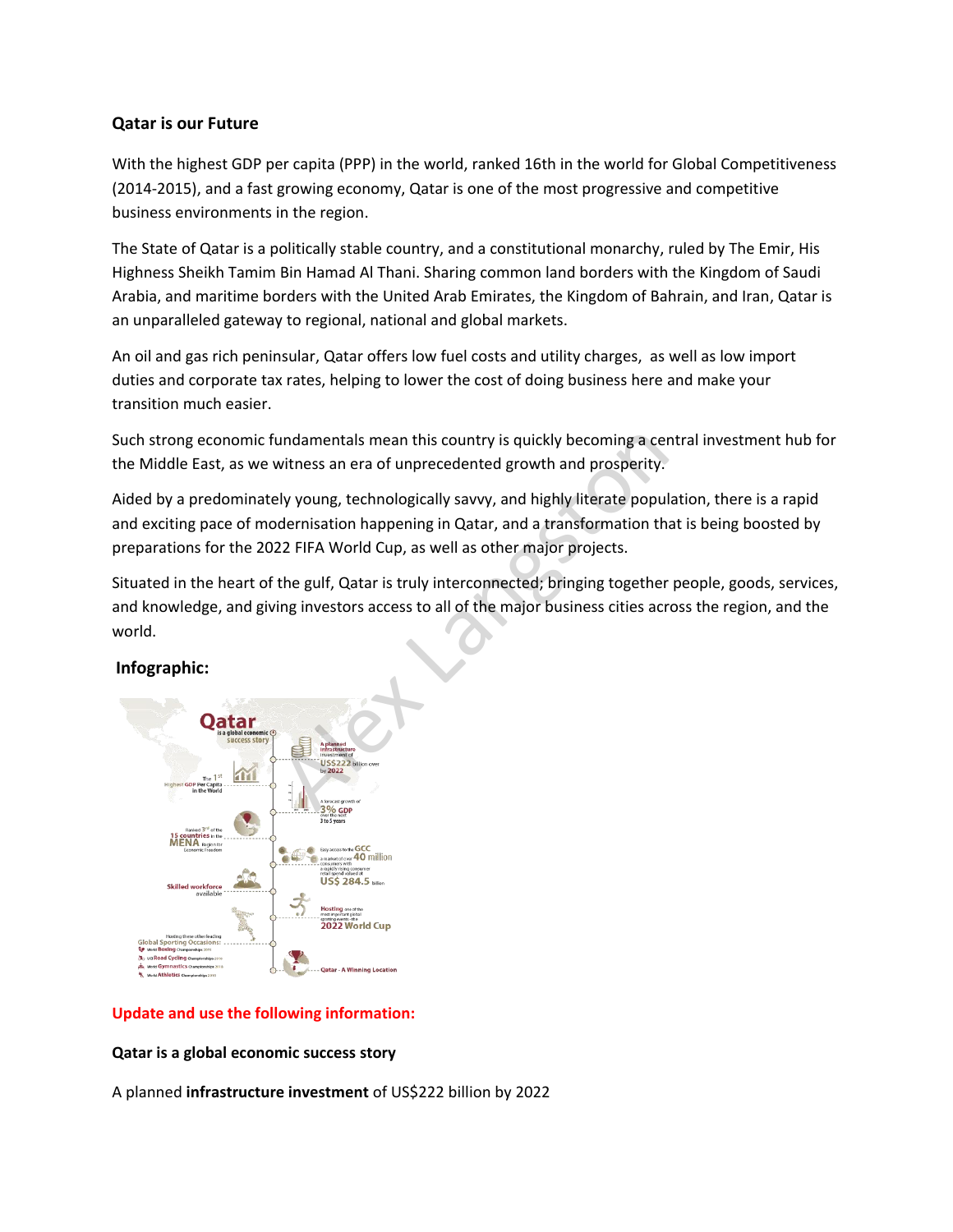**Qatar is our Future**

With the highest GDP per capita (PPP) in the world, ranked 16th in the world for Global Competitiveness (2014-2015), and a fast growing economy, Qatar is one of the most progressive and competitive business environments in the region.

The State of Qatar is a politically stable country, and a constitutional monarchy, ruled by The Emir, His Highness Sheikh Tamim Bin Hamad Al Thani. Sharing common land borders with the Kingdom of Saudi Arabia, and maritime borders with the United Arab Emirates, the Kingdom of Bahrain, and Iran, Qatar is an unparalleled gateway to regional, national and global markets.

An oil and gas rich peninsular, Qatar offers low fuel costs and utility charges, as well as low import duties and corporate tax rates, helping to lower the cost of doing business here and make your transition much easier.

Such strong economic fundamentals mean this country is quickly becoming a central investment hub for the Middle East, as we witness an era of unprecedented growth and prosperity.

Aided by a predominately young, technologically savvy, and highly literate population, there is a rapid and exciting pace of modernisation happening in Qatar, and a transformation that is being boosted by preparations for the 2022 FIFA World Cup, as well as other major projects.

Situated in the heart of the gulf, Qatar is truly interconnected; bringing together people, goods, services, and knowledge, and giving investors access to all of the major business cities across the region, and the world.

**Infographic:**

Qatar is a global economic success story

A planned infrastructure investment of US$222 billion over by 2022

The 1st Highest GDP Per Capita in the World

A forecast growth of 3% GDP over the next 3 to 5 years

Ranked 3rd of the 15 countries in the MENA Region for Economic Freedom

Easy access to the GCC a market of over 40 million consumers with a rapidly rising consumer retail spend valued at US$ 284.5 billion

Skilled workforce available

Hosting one of the most important global sporting events - the 2022 World Cup

Hosting these other leading Global Sporting Occasions:

- World Boxing Championships 2015
- UCI Road Cycling Championships 2016
- World Gymnastics Championships 2018
- World Athletics Championships 2019

Qatar - A Winning Location

**Update and use the following information:**

**Qatar is a global economic success story**

A planned **infrastructure investment** of US$222 billion by 2022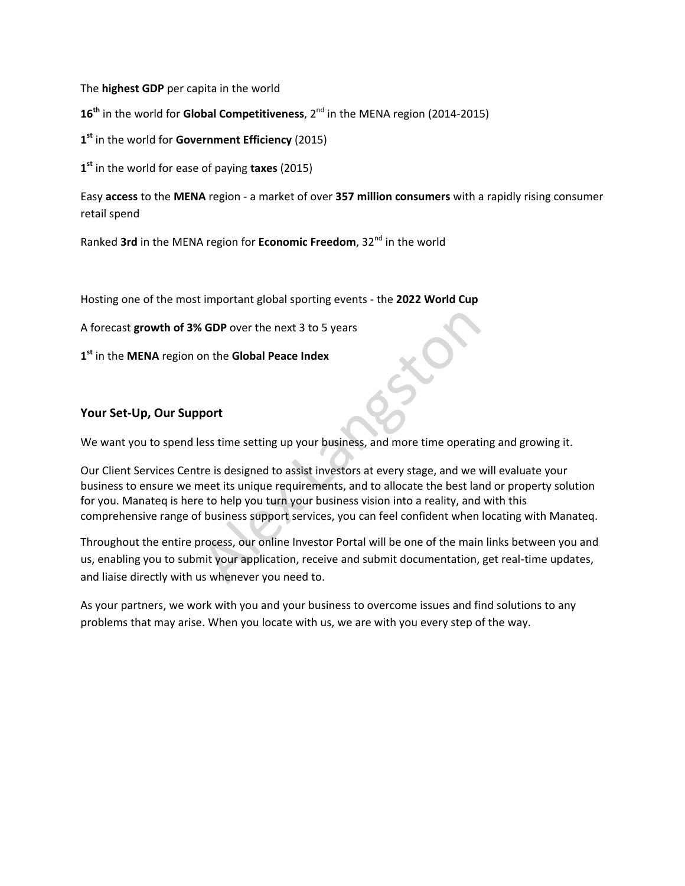The **highest GDP** per capita in the world

**16th** in the world for **Global Competitiveness**, 2nd in the MENA region (2014-2015)

**1st** in the world for **Government Efficiency** (2015)

**1st** in the world for ease of paying **taxes** (2015)

Easy **access** to the **MENA** region - a market of over **357 million consumers** with a rapidly rising consumer retail spend

Ranked **3rd** in the MENA region for **Economic Freedom**, 32nd in the world

Hosting one of the most important global sporting events - the **2022 World Cup**

A forecast **growth of 3% GDP** over the next 3 to 5 years

**1st** in the **MENA** region on the **Global Peace Index**

### Your Set-Up, Our Support

We want you to spend less time setting up your business, and more time operating and growing it.

Our Client Services Centre is designed to assist investors at every stage, and we will evaluate your business to ensure we meet its unique requirements, and to allocate the best land or property solution for you. Manateq is here to help you turn your business vision into a reality, and with this comprehensive range of business support services, you can feel confident when locating with Manateq.

Throughout the entire process, our online Investor Portal will be one of the main links between you and us, enabling you to submit your application, receive and submit documentation, get real-time updates, and liaise directly with us whenever you need to.

As your partners, we work with you and your business to overcome issues and find solutions to any problems that may arise. When you locate with us, we are with you every step of the way.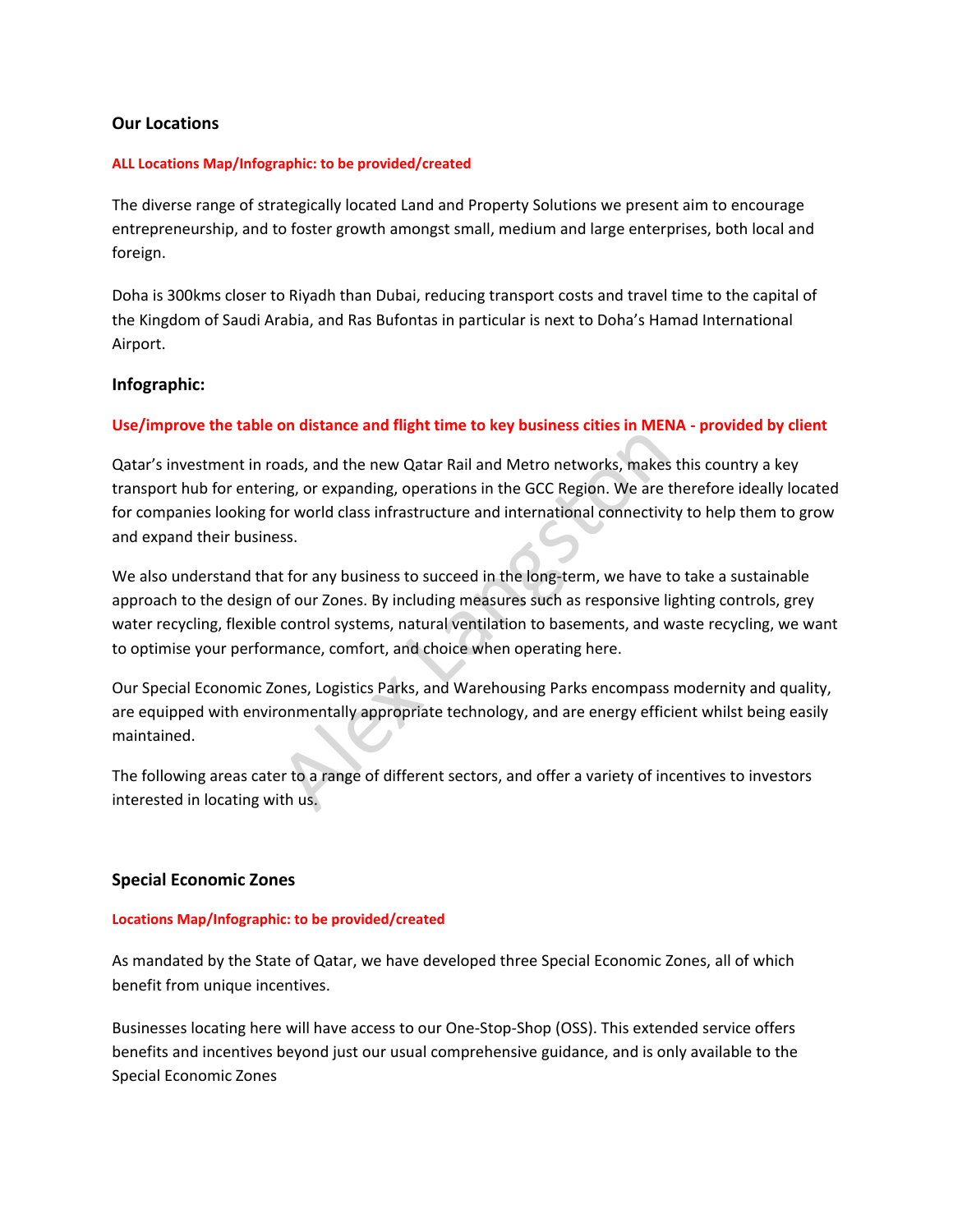### Our Locations

**ALL Locations Map/Infographic: to be provided/created**

The diverse range of strategically located Land and Property Solutions we present aim to encourage entrepreneurship, and to foster growth amongst small, medium and large enterprises, both local and foreign.

Doha is 300kms closer to Riyadh than Dubai, reducing transport costs and travel time to the capital of the Kingdom of Saudi Arabia, and Ras Bufontas in particular is next to Doha's Hamad International Airport.

### Infographic:

**Use/improve the table on distance and flight time to key business cities in MENA - provided by client**

Qatar's investment in roads, and the new Qatar Rail and Metro networks, makes this country a key transport hub for entering, or expanding, operations in the GCC Region. We are therefore ideally located for companies looking for world class infrastructure and international connectivity to help them to grow and expand their business.

We also understand that for any business to succeed in the long-term, we have to take a sustainable approach to the design of our Zones. By including measures such as responsive lighting controls, grey water recycling, flexible control systems, natural ventilation to basements, and waste recycling, we want to optimise your performance, comfort, and choice when operating here.

Our Special Economic Zones, Logistics Parks, and Warehousing Parks encompass modernity and quality, are equipped with environmentally appropriate technology, and are energy efficient whilst being easily maintained.

The following areas cater to a range of different sectors, and offer a variety of incentives to investors interested in locating with us.

### Special Economic Zones

**Locations Map/Infographic: to be provided/created**

As mandated by the State of Qatar, we have developed three Special Economic Zones, all of which benefit from unique incentives.

Businesses locating here will have access to our One-Stop-Shop (OSS). This extended service offers benefits and incentives beyond just our usual comprehensive guidance, and is only available to the Special Economic Zones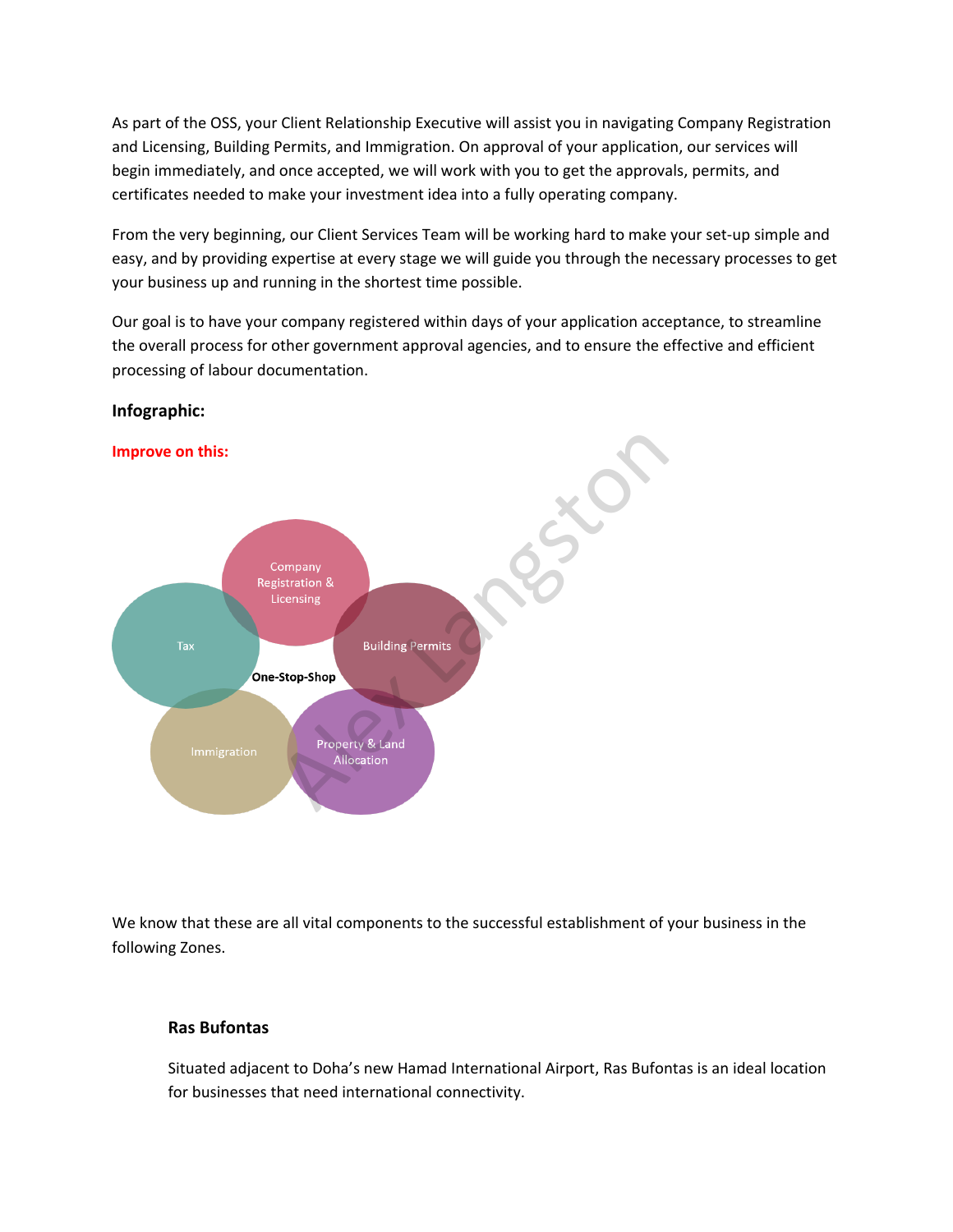As part of the OSS, your Client Relationship Executive will assist you in navigating Company Registration and Licensing, Building Permits, and Immigration. On approval of your application, our services will begin immediately, and once accepted, we will work with you to get the approvals, permits, and certificates needed to make your investment idea into a fully operating company.

From the very beginning, our Client Services Team will be working hard to make your set-up simple and easy, and by providing expertise at every stage we will guide you through the necessary processes to get your business up and running in the shortest time possible.

Our goal is to have your company registered within days of your application acceptance, to streamline the overall process for other government approval agencies, and to ensure the effective and efficient processing of labour documentation.

**Infographic:**

**Improve on this:**

Company Registration & Licensing

Tax

Building Permits

One-Stop-Shop

Immigration

Property & Land Allocation

We know that these are all vital components to the successful establishment of your business in the following Zones.

**Ras Bufontas**

Situated adjacent to Doha's new Hamad International Airport, Ras Bufontas is an ideal location for businesses that need international connectivity.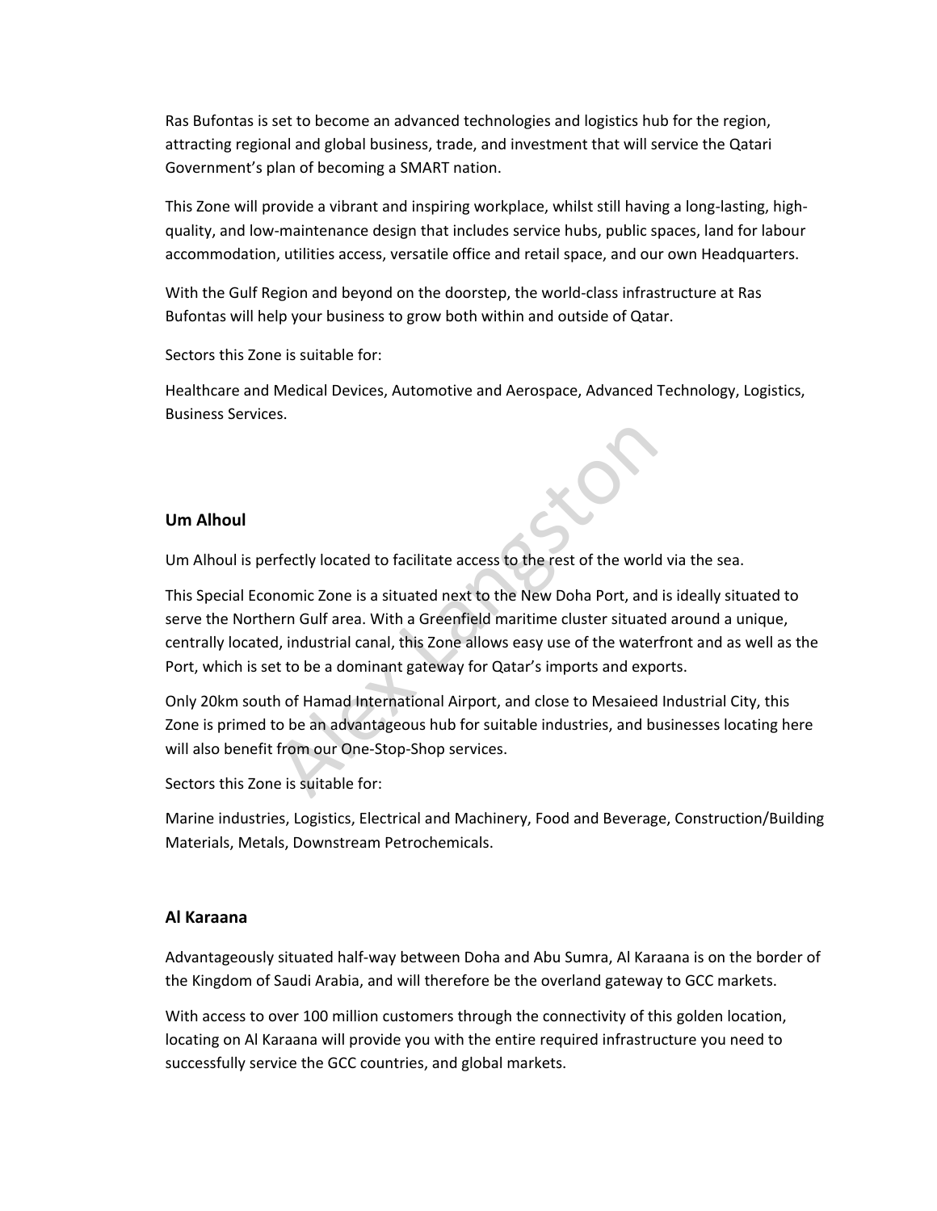Ras Bufontas is set to become an advanced technologies and logistics hub for the region, attracting regional and global business, trade, and investment that will service the Qatari Government's plan of becoming a SMART nation.

This Zone will provide a vibrant and inspiring workplace, whilst still having a long-lasting, high-quality, and low-maintenance design that includes service hubs, public spaces, land for labour accommodation, utilities access, versatile office and retail space, and our own Headquarters.

With the Gulf Region and beyond on the doorstep, the world-class infrastructure at Ras Bufontas will help your business to grow both within and outside of Qatar.

Sectors this Zone is suitable for:

Healthcare and Medical Devices, Automotive and Aerospace, Advanced Technology, Logistics, Business Services.

### Um Alhoul

Um Alhoul is perfectly located to facilitate access to the rest of the world via the sea.

This Special Economic Zone is a situated next to the New Doha Port, and is ideally situated to serve the Northern Gulf area. With a Greenfield maritime cluster situated around a unique, centrally located, industrial canal, this Zone allows easy use of the waterfront and as well as the Port, which is set to be a dominant gateway for Qatar's imports and exports.

Only 20km south of Hamad International Airport, and close to Mesaieed Industrial City, this Zone is primed to be an advantageous hub for suitable industries, and businesses locating here will also benefit from our One-Stop-Shop services.

Sectors this Zone is suitable for:

Marine industries, Logistics, Electrical and Machinery, Food and Beverage, Construction/Building Materials, Metals, Downstream Petrochemicals.

### Al Karaana

Advantageously situated half-way between Doha and Abu Sumra, Al Karaana is on the border of the Kingdom of Saudi Arabia, and will therefore be the overland gateway to GCC markets.

With access to over 100 million customers through the connectivity of this golden location, locating on Al Karaana will provide you with the entire required infrastructure you need to successfully service the GCC countries, and global markets.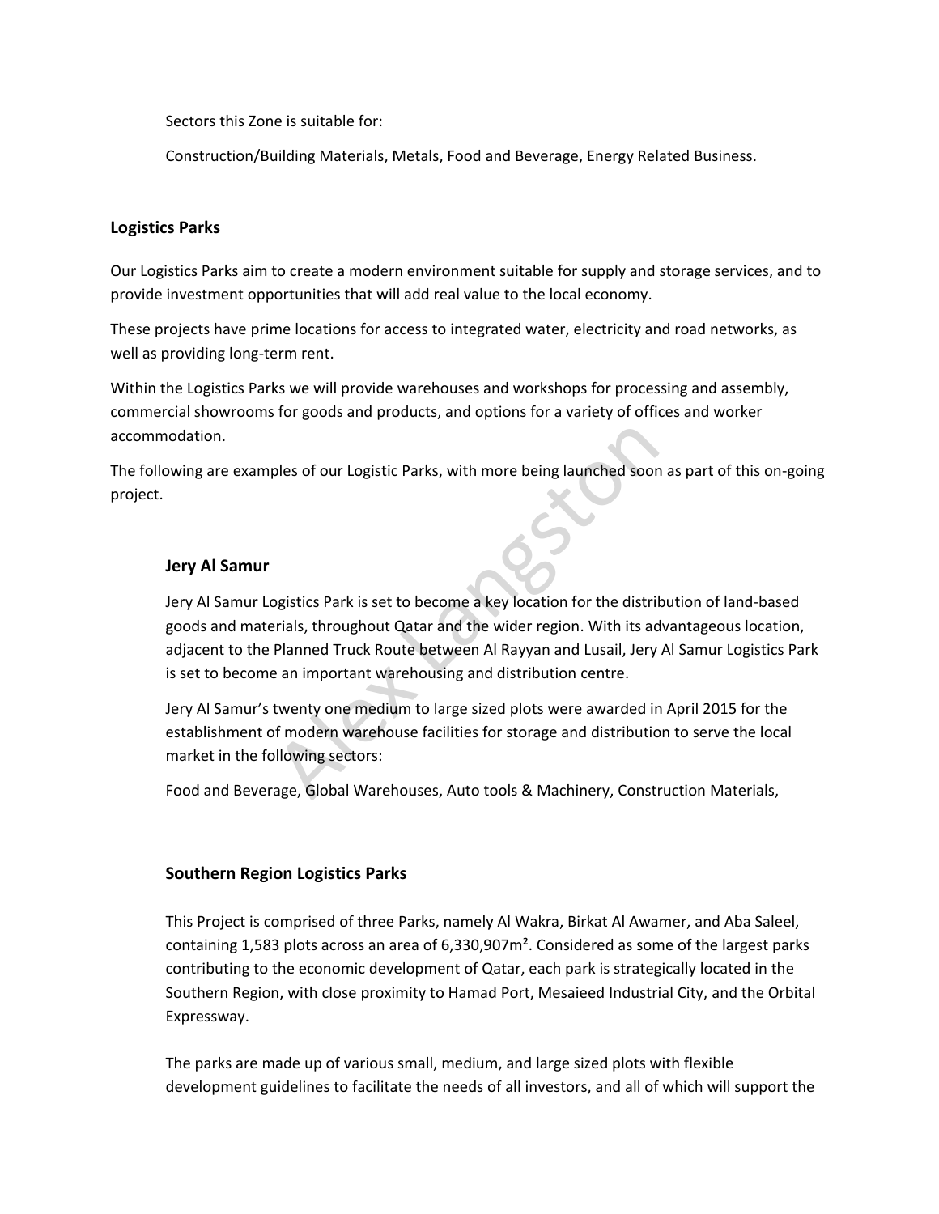Sectors this Zone is suitable for:

Construction/Building Materials, Metals, Food and Beverage, Energy Related Business.

## Logistics Parks

Our Logistics Parks aim to create a modern environment suitable for supply and storage services, and to provide investment opportunities that will add real value to the local economy.

These projects have prime locations for access to integrated water, electricity and road networks, as well as providing long-term rent.

Within the Logistics Parks we will provide warehouses and workshops for processing and assembly, commercial showrooms for goods and products, and options for a variety of offices and worker accommodation.

The following are examples of our Logistic Parks, with more being launched soon as part of this on-going project.

### Jery Al Samur

Jery Al Samur Logistics Park is set to become a key location for the distribution of land-based goods and materials, throughout Qatar and the wider region. With its advantageous location, adjacent to the Planned Truck Route between Al Rayyan and Lusail, Jery Al Samur Logistics Park is set to become an important warehousing and distribution centre.

Jery Al Samur's twenty one medium to large sized plots were awarded in April 2015 for the establishment of modern warehouse facilities for storage and distribution to serve the local market in the following sectors:

Food and Beverage, Global Warehouses, Auto tools & Machinery, Construction Materials,

### Southern Region Logistics Parks

This Project is comprised of three Parks, namely Al Wakra, Birkat Al Awamer, and Aba Saleel, containing 1,583 plots across an area of 6,330,907m². Considered as some of the largest parks contributing to the economic development of Qatar, each park is strategically located in the Southern Region, with close proximity to Hamad Port, Mesaieed Industrial City, and the Orbital Expressway.

The parks are made up of various small, medium, and large sized plots with flexible development guidelines to facilitate the needs of all investors, and all of which will support the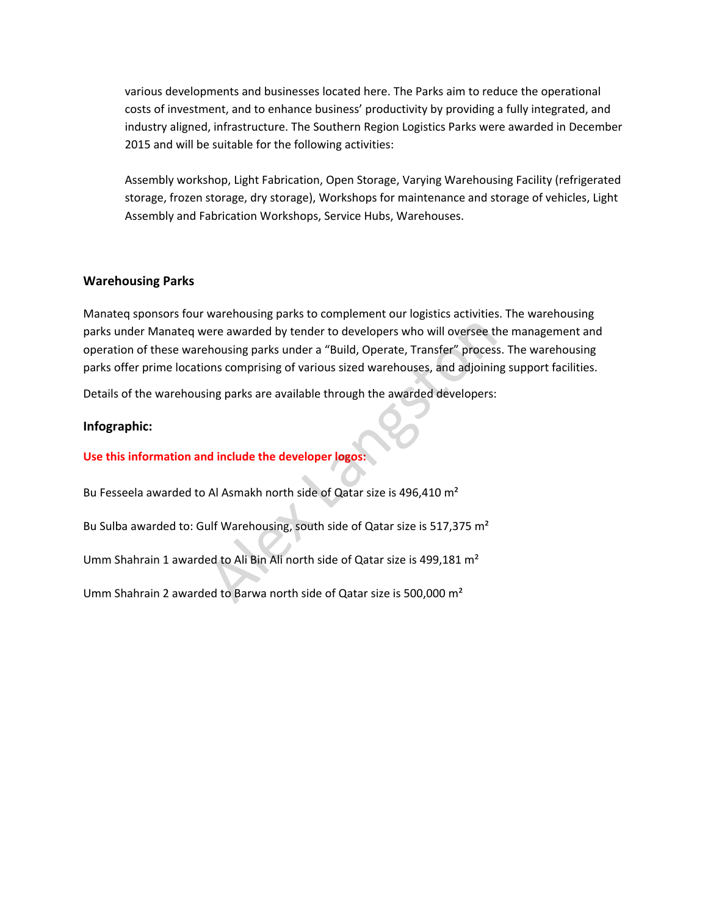various developments and businesses located here. The Parks aim to reduce the operational costs of investment, and to enhance business' productivity by providing a fully integrated, and industry aligned, infrastructure. The Southern Region Logistics Parks were awarded in December 2015 and will be suitable for the following activities:

Assembly workshop, Light Fabrication, Open Storage, Varying Warehousing Facility (refrigerated storage, frozen storage, dry storage), Workshops for maintenance and storage of vehicles, Light Assembly and Fabrication Workshops, Service Hubs, Warehouses.

## Warehousing Parks

Manateq sponsors four warehousing parks to complement our logistics activities. The warehousing parks under Manateq were awarded by tender to developers who will oversee the management and operation of these warehousing parks under a "Build, Operate, Transfer" process. The warehousing parks offer prime locations comprising of various sized warehouses, and adjoining support facilities.

Details of the warehousing parks are available through the awarded developers:

### Infographic:

**Use this information and include the developer logos:**

Bu Fesseela awarded to Al Asmakh north side of Qatar size is 496,410 m²

Bu Sulba awarded to: Gulf Warehousing, south side of Qatar size is 517,375 m²

Umm Shahrain 1 awarded to Ali Bin Ali north side of Qatar size is 499,181 m²

Umm Shahrain 2 awarded to Barwa north side of Qatar size is 500,000 m²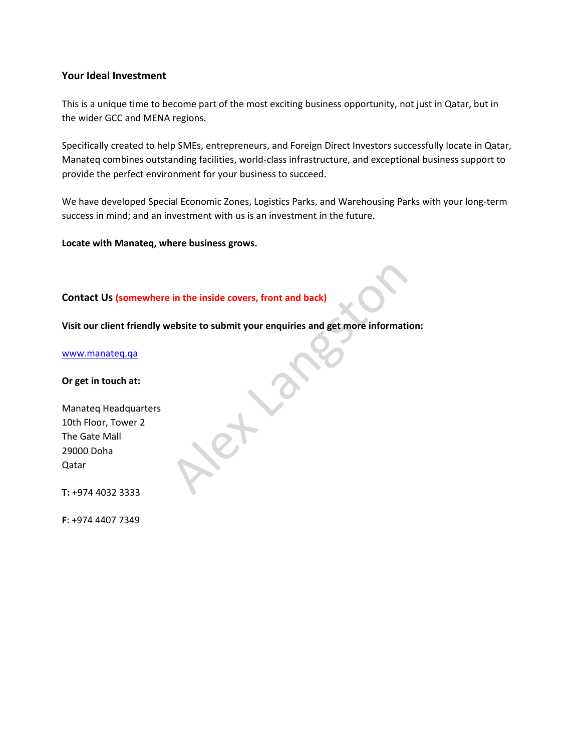### Your Ideal Investment

This is a unique time to become part of the most exciting business opportunity, not just in Qatar, but in the wider GCC and MENA regions.

Specifically created to help SMEs, entrepreneurs, and Foreign Direct Investors successfully locate in Qatar, Manateq combines outstanding facilities, world-class infrastructure, and exceptional business support to provide the perfect environment for your business to succeed.

We have developed Special Economic Zones, Logistics Parks, and Warehousing Parks with your long-term success in mind; and an investment with us is an investment in the future.

**Locate with Manateq, where business grows.**

### Contact Us (somewhere in the inside covers, front and back)

**Visit our client friendly website to submit your enquiries and get more information:**

[www.manateq.qa](www.manateq.qa)

**Or get in touch at:**

Manateq Headquarters
10th Floor, Tower 2
The Gate Mall
29000 Doha
Qatar

**T:** +974 4032 3333

**F**: +974 4407 7349